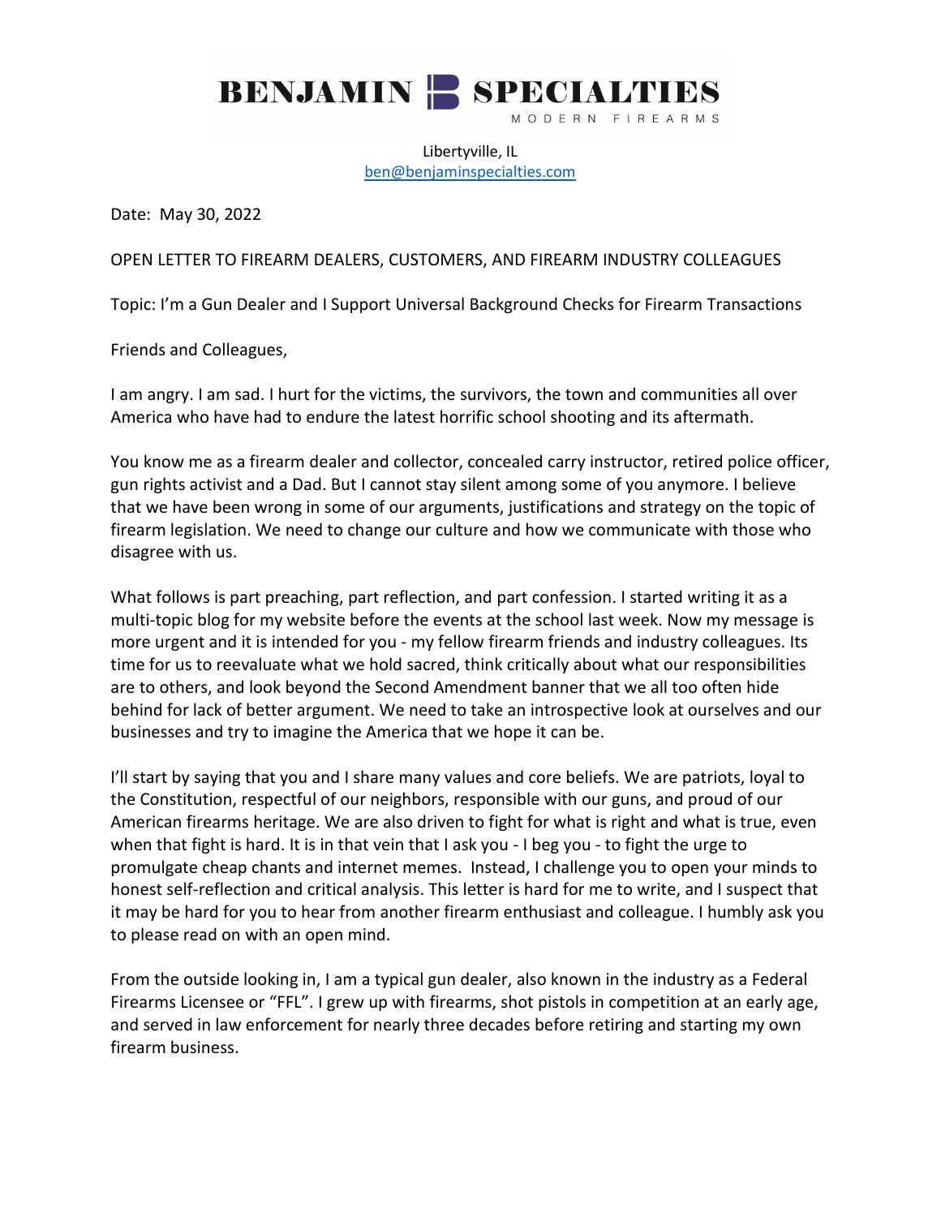# BENJAMIN SPECIALTIES

MODERN FIREARMS

Libertyville, IL
ben@benjaminspecialties.com

Date: May 30, 2022

OPEN LETTER TO FIREARM DEALERS, CUSTOMERS, AND FIREARM INDUSTRY COLLEAGUES

Topic: I'm a Gun Dealer and I Support Universal Background Checks for Firearm Transactions

Friends and Colleagues,

I am angry. I am sad. I hurt for the victims, the survivors, the town and communities all over America who have had to endure the latest horrific school shooting and its aftermath.

You know me as a firearm dealer and collector, concealed carry instructor, retired police officer, gun rights activist and a Dad. But I cannot stay silent among some of you anymore. I believe that we have been wrong in some of our arguments, justifications and strategy on the topic of firearm legislation. We need to change our culture and how we communicate with those who disagree with us.

What follows is part preaching, part reflection, and part confession. I started writing it as a multi-topic blog for my website before the events at the school last week. Now my message is more urgent and it is intended for you - my fellow firearm friends and industry colleagues. Its time for us to reevaluate what we hold sacred, think critically about what our responsibilities are to others, and look beyond the Second Amendment banner that we all too often hide behind for lack of better argument. We need to take an introspective look at ourselves and our businesses and try to imagine the America that we hope it can be.

I'll start by saying that you and I share many values and core beliefs. We are patriots, loyal to the Constitution, respectful of our neighbors, responsible with our guns, and proud of our American firearms heritage. We are also driven to fight for what is right and what is true, even when that fight is hard. It is in that vein that I ask you - I beg you - to fight the urge to promulgate cheap chants and internet memes. Instead, I challenge you to open your minds to honest self-reflection and critical analysis. This letter is hard for me to write, and I suspect that it may be hard for you to hear from another firearm enthusiast and colleague. I humbly ask you to please read on with an open mind.

From the outside looking in, I am a typical gun dealer, also known in the industry as a Federal Firearms Licensee or "FFL". I grew up with firearms, shot pistols in competition at an early age, and served in law enforcement for nearly three decades before retiring and starting my own firearm business.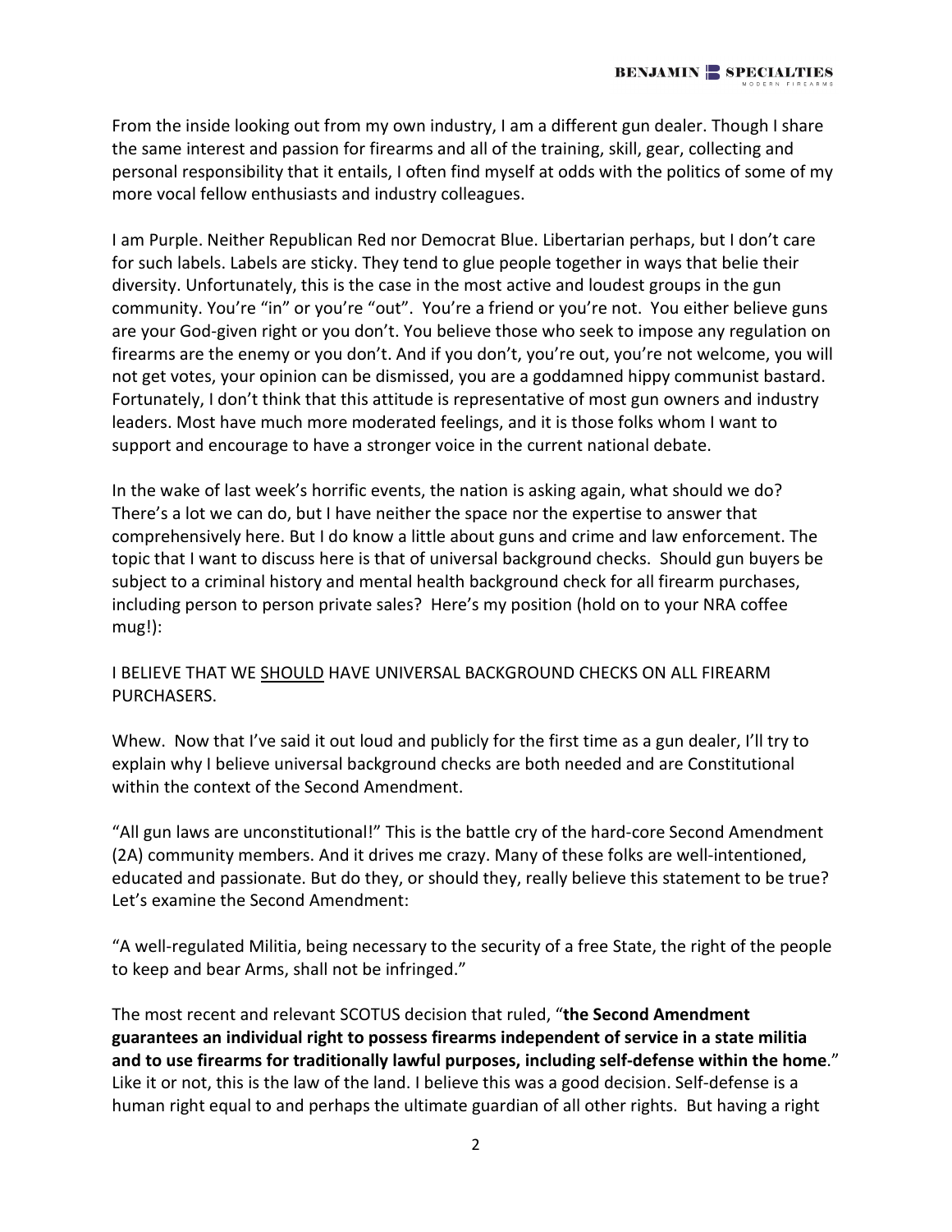From the inside looking out from my own industry, I am a different gun dealer. Though I share the same interest and passion for firearms and all of the training, skill, gear, collecting and personal responsibility that it entails, I often find myself at odds with the politics of some of my more vocal fellow enthusiasts and industry colleagues.

I am Purple. Neither Republican Red nor Democrat Blue. Libertarian perhaps, but I don't care for such labels. Labels are sticky. They tend to glue people together in ways that belie their diversity. Unfortunately, this is the case in the most active and loudest groups in the gun community. You're "in" or you're "out". You're a friend or you're not. You either believe guns are your God-given right or you don't. You believe those who seek to impose any regulation on firearms are the enemy or you don't. And if you don't, you're out, you're not welcome, you will not get votes, your opinion can be dismissed, you are a goddamned hippy communist bastard. Fortunately, I don't think that this attitude is representative of most gun owners and industry leaders. Most have much more moderated feelings, and it is those folks whom I want to support and encourage to have a stronger voice in the current national debate.

In the wake of last week's horrific events, the nation is asking again, what should we do? There's a lot we can do, but I have neither the space nor the expertise to answer that comprehensively here. But I do know a little about guns and crime and law enforcement. The topic that I want to discuss here is that of universal background checks. Should gun buyers be subject to a criminal history and mental health background check for all firearm purchases, including person to person private sales? Here's my position (hold on to your NRA coffee mug!):

I BELIEVE THAT WE <u>SHOULD</u> HAVE UNIVERSAL BACKGROUND CHECKS ON ALL FIREARM PURCHASERS.

Whew. Now that I've said it out loud and publicly for the first time as a gun dealer, I'll try to explain why I believe universal background checks are both needed and are Constitutional within the context of the Second Amendment.

"All gun laws are unconstitutional!" This is the battle cry of the hard-core Second Amendment (2A) community members. And it drives me crazy. Many of these folks are well-intentioned, educated and passionate. But do they, or should they, really believe this statement to be true? Let's examine the Second Amendment:

"A well-regulated Militia, being necessary to the security of a free State, the right of the people to keep and bear Arms, shall not be infringed."

The most recent and relevant SCOTUS decision that ruled, "**the Second Amendment guarantees an individual right to possess firearms independent of service in a state militia and to use firearms for traditionally lawful purposes, including self-defense within the home**." Like it or not, this is the law of the land. I believe this was a good decision. Self-defense is a human right equal to and perhaps the ultimate guardian of all other rights. But having a right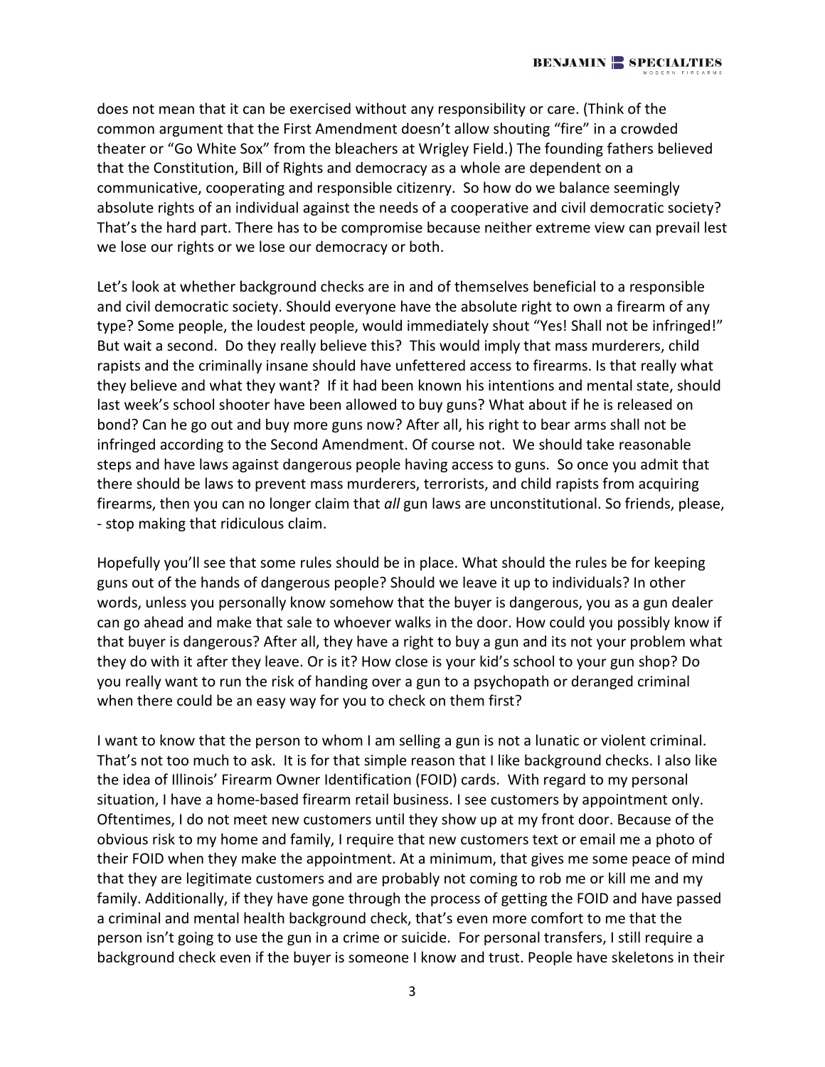does not mean that it can be exercised without any responsibility or care. (Think of the common argument that the First Amendment doesn't allow shouting "fire" in a crowded theater or "Go White Sox" from the bleachers at Wrigley Field.) The founding fathers believed that the Constitution, Bill of Rights and democracy as a whole are dependent on a communicative, cooperating and responsible citizenry. So how do we balance seemingly absolute rights of an individual against the needs of a cooperative and civil democratic society? That's the hard part. There has to be compromise because neither extreme view can prevail lest we lose our rights or we lose our democracy or both.

Let's look at whether background checks are in and of themselves beneficial to a responsible and civil democratic society. Should everyone have the absolute right to own a firearm of any type? Some people, the loudest people, would immediately shout "Yes! Shall not be infringed!" But wait a second. Do they really believe this? This would imply that mass murderers, child rapists and the criminally insane should have unfettered access to firearms. Is that really what they believe and what they want? If it had been known his intentions and mental state, should last week's school shooter have been allowed to buy guns? What about if he is released on bond? Can he go out and buy more guns now? After all, his right to bear arms shall not be infringed according to the Second Amendment. Of course not. We should take reasonable steps and have laws against dangerous people having access to guns. So once you admit that there should be laws to prevent mass murderers, terrorists, and child rapists from acquiring firearms, then you can no longer claim that *all* gun laws are unconstitutional. So friends, please, - stop making that ridiculous claim.

Hopefully you'll see that some rules should be in place. What should the rules be for keeping guns out of the hands of dangerous people? Should we leave it up to individuals? In other words, unless you personally know somehow that the buyer is dangerous, you as a gun dealer can go ahead and make that sale to whoever walks in the door. How could you possibly know if that buyer is dangerous? After all, they have a right to buy a gun and its not your problem what they do with it after they leave. Or is it? How close is your kid's school to your gun shop? Do you really want to run the risk of handing over a gun to a psychopath or deranged criminal when there could be an easy way for you to check on them first?

I want to know that the person to whom I am selling a gun is not a lunatic or violent criminal. That's not too much to ask. It is for that simple reason that I like background checks. I also like the idea of Illinois' Firearm Owner Identification (FOID) cards. With regard to my personal situation, I have a home-based firearm retail business. I see customers by appointment only. Oftentimes, I do not meet new customers until they show up at my front door. Because of the obvious risk to my home and family, I require that new customers text or email me a photo of their FOID when they make the appointment. At a minimum, that gives me some peace of mind that they are legitimate customers and are probably not coming to rob me or kill me and my family. Additionally, if they have gone through the process of getting the FOID and have passed a criminal and mental health background check, that's even more comfort to me that the person isn't going to use the gun in a crime or suicide. For personal transfers, I still require a background check even if the buyer is someone I know and trust. People have skeletons in their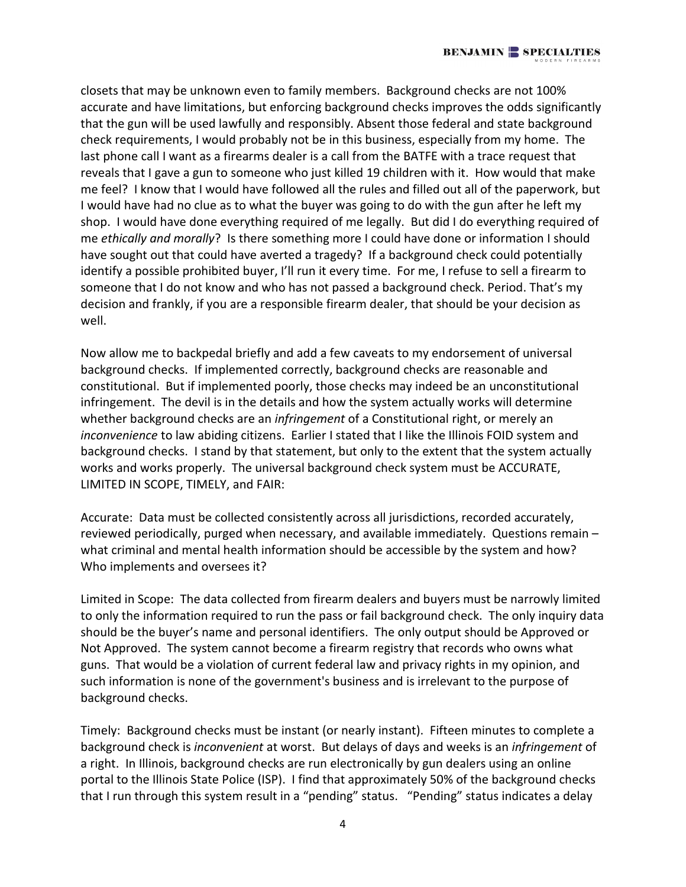closets that may be unknown even to family members. Background checks are not 100% accurate and have limitations, but enforcing background checks improves the odds significantly that the gun will be used lawfully and responsibly. Absent those federal and state background check requirements, I would probably not be in this business, especially from my home. The last phone call I want as a firearms dealer is a call from the BATFE with a trace request that reveals that I gave a gun to someone who just killed 19 children with it. How would that make me feel? I know that I would have followed all the rules and filled out all of the paperwork, but I would have had no clue as to what the buyer was going to do with the gun after he left my shop. I would have done everything required of me legally. But did I do everything required of me *ethically and morally*? Is there something more I could have done or information I should have sought out that could have averted a tragedy? If a background check could potentially identify a possible prohibited buyer, I'll run it every time. For me, I refuse to sell a firearm to someone that I do not know and who has not passed a background check. Period. That's my decision and frankly, if you are a responsible firearm dealer, that should be your decision as well.

Now allow me to backpedal briefly and add a few caveats to my endorsement of universal background checks. If implemented correctly, background checks are reasonable and constitutional. But if implemented poorly, those checks may indeed be an unconstitutional infringement. The devil is in the details and how the system actually works will determine whether background checks are an *infringement* of a Constitutional right, or merely an *inconvenience* to law abiding citizens. Earlier I stated that I like the Illinois FOID system and background checks. I stand by that statement, but only to the extent that the system actually works and works properly. The universal background check system must be ACCURATE, LIMITED IN SCOPE, TIMELY, and FAIR:

Accurate: Data must be collected consistently across all jurisdictions, recorded accurately, reviewed periodically, purged when necessary, and available immediately. Questions remain – what criminal and mental health information should be accessible by the system and how? Who implements and oversees it?

Limited in Scope: The data collected from firearm dealers and buyers must be narrowly limited to only the information required to run the pass or fail background check. The only inquiry data should be the buyer's name and personal identifiers. The only output should be Approved or Not Approved. The system cannot become a firearm registry that records who owns what guns. That would be a violation of current federal law and privacy rights in my opinion, and such information is none of the government's business and is irrelevant to the purpose of background checks.

Timely: Background checks must be instant (or nearly instant). Fifteen minutes to complete a background check is *inconvenient* at worst. But delays of days and weeks is an *infringement* of a right. In Illinois, background checks are run electronically by gun dealers using an online portal to the Illinois State Police (ISP). I find that approximately 50% of the background checks that I run through this system result in a "pending" status. "Pending" status indicates a delay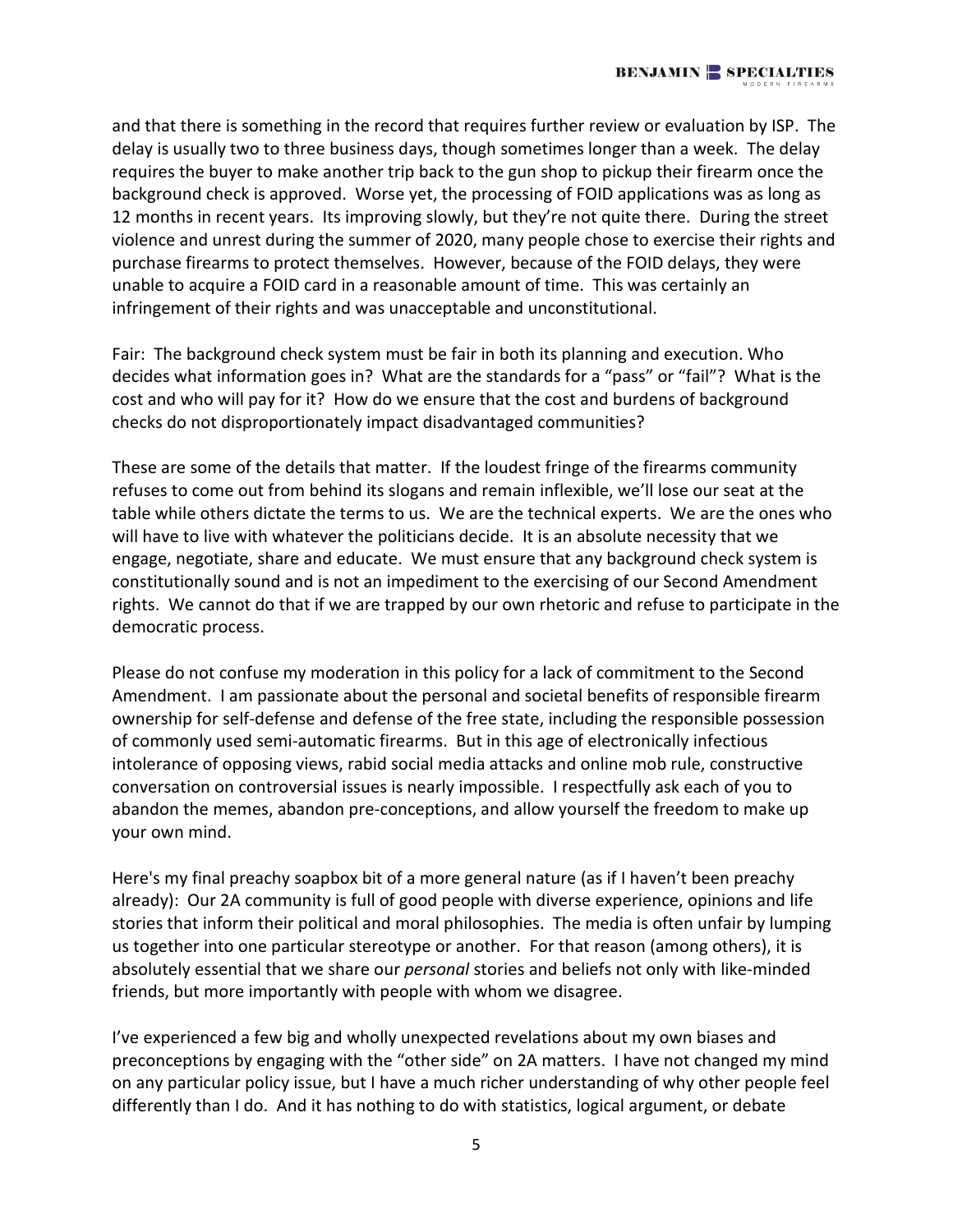and that there is something in the record that requires further review or evaluation by ISP. The delay is usually two to three business days, though sometimes longer than a week. The delay requires the buyer to make another trip back to the gun shop to pickup their firearm once the background check is approved. Worse yet, the processing of FOID applications was as long as 12 months in recent years. Its improving slowly, but they're not quite there. During the street violence and unrest during the summer of 2020, many people chose to exercise their rights and purchase firearms to protect themselves. However, because of the FOID delays, they were unable to acquire a FOID card in a reasonable amount of time. This was certainly an infringement of their rights and was unacceptable and unconstitutional.

Fair: The background check system must be fair in both its planning and execution. Who decides what information goes in? What are the standards for a "pass" or "fail"? What is the cost and who will pay for it? How do we ensure that the cost and burdens of background checks do not disproportionately impact disadvantaged communities?

These are some of the details that matter. If the loudest fringe of the firearms community refuses to come out from behind its slogans and remain inflexible, we'll lose our seat at the table while others dictate the terms to us. We are the technical experts. We are the ones who will have to live with whatever the politicians decide. It is an absolute necessity that we engage, negotiate, share and educate. We must ensure that any background check system is constitutionally sound and is not an impediment to the exercising of our Second Amendment rights. We cannot do that if we are trapped by our own rhetoric and refuse to participate in the democratic process.

Please do not confuse my moderation in this policy for a lack of commitment to the Second Amendment. I am passionate about the personal and societal benefits of responsible firearm ownership for self-defense and defense of the free state, including the responsible possession of commonly used semi-automatic firearms. But in this age of electronically infectious intolerance of opposing views, rabid social media attacks and online mob rule, constructive conversation on controversial issues is nearly impossible. I respectfully ask each of you to abandon the memes, abandon pre-conceptions, and allow yourself the freedom to make up your own mind.

Here's my final preachy soapbox bit of a more general nature (as if I haven't been preachy already): Our 2A community is full of good people with diverse experience, opinions and life stories that inform their political and moral philosophies. The media is often unfair by lumping us together into one particular stereotype or another. For that reason (among others), it is absolutely essential that we share our *personal* stories and beliefs not only with like-minded friends, but more importantly with people with whom we disagree.

I've experienced a few big and wholly unexpected revelations about my own biases and preconceptions by engaging with the "other side" on 2A matters. I have not changed my mind on any particular policy issue, but I have a much richer understanding of why other people feel differently than I do. And it has nothing to do with statistics, logical argument, or debate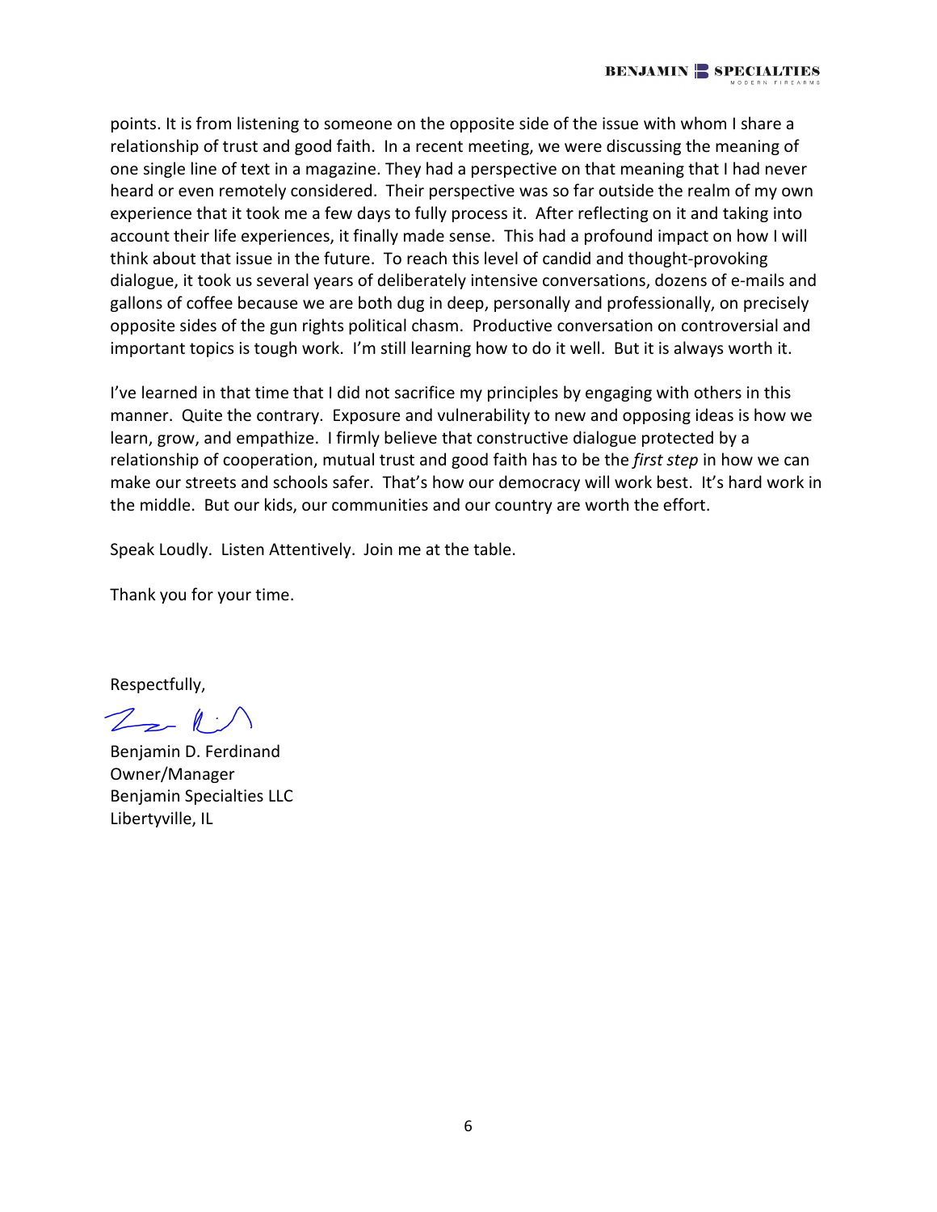points. It is from listening to someone on the opposite side of the issue with whom I share a relationship of trust and good faith. In a recent meeting, we were discussing the meaning of one single line of text in a magazine. They had a perspective on that meaning that I had never heard or even remotely considered. Their perspective was so far outside the realm of my own experience that it took me a few days to fully process it. After reflecting on it and taking into account their life experiences, it finally made sense. This had a profound impact on how I will think about that issue in the future. To reach this level of candid and thought-provoking dialogue, it took us several years of deliberately intensive conversations, dozens of e-mails and gallons of coffee because we are both dug in deep, personally and professionally, on precisely opposite sides of the gun rights political chasm. Productive conversation on controversial and important topics is tough work. I'm still learning how to do it well. But it is always worth it.

I've learned in that time that I did not sacrifice my principles by engaging with others in this manner. Quite the contrary. Exposure and vulnerability to new and opposing ideas is how we learn, grow, and empathize. I firmly believe that constructive dialogue protected by a relationship of cooperation, mutual trust and good faith has to be the *first step* in how we can make our streets and schools safer. That's how our democracy will work best. It's hard work in the middle. But our kids, our communities and our country are worth the effort.

Speak Loudly. Listen Attentively. Join me at the table.

Thank you for your time.

Respectfully,

Benjamin D. Ferdinand  
Owner/Manager  
Benjamin Specialties LLC  
Libertyville, IL